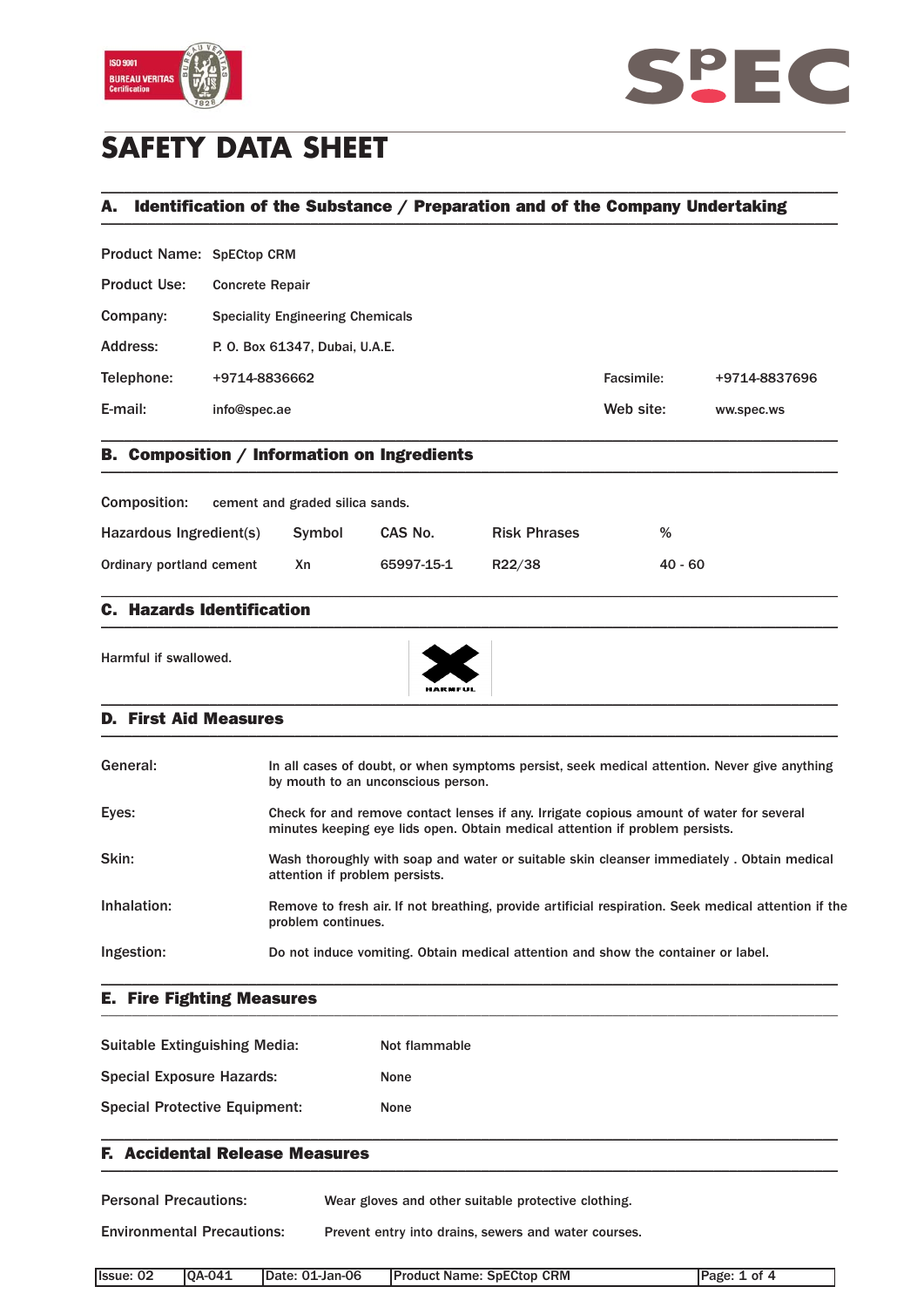# SAFETY DATA SHEET

## A. Identification of the Substance / Preparation and of the Company Undertaking

| | | | |
|---|---|---|---|
| Product Name: | SpECtop CRM | | |
| Product Use: | Concrete Repair | | |
| Company: | Speciality Engineering Chemicals | | |
| Address: | P. O. Box 61347, Dubai, U.A.E. | | |
| Telephone: | +9714-8836662 | Facsimile: | +9714-8837696 |
| E-mail: | info@spec.ae | Web site: | ww.spec.ws |

## B. Composition / Information on Ingredients

Composition: cement and graded silica sands.

| Hazardous Ingredient(s) | Symbol | CAS No. | Risk Phrases | % |
|---|---|---|---|---|
| Ordinary portland cement | Xn | 65997-15-1 | R22/38 | 40 - 60 |

## C. Hazards Identification

Harmful if swallowed.

HARMFUL

## D. First Aid Measures

**General:** In all cases of doubt, or when symptoms persist, seek medical attention. Never give anything by mouth to an unconscious person.

**Eyes:** Check for and remove contact lenses if any. Irrigate copious amount of water for several minutes keeping eye lids open. Obtain medical attention if problem persists.

**Skin:** Wash thoroughly with soap and water or suitable skin cleanser immediately . Obtain medical attention if problem persists.

**Inhalation:** Remove to fresh air. If not breathing, provide artificial respiration. Seek medical attention if the problem continues.

**Ingestion:** Do not induce vomiting. Obtain medical attention and show the container or label.

## E. Fire Fighting Measures

| | |
|---|---|
| Suitable Extinguishing Media: | Not flammable |
| Special Exposure Hazards: | None |
| Special Protective Equipment: | None |

## F. Accidental Release Measures

**Personal Precautions:** Wear gloves and other suitable protective clothing.

**Environmental Precautions:** Prevent entry into drains, sewers and water courses.

| Issue: 02 | QA-041 | Date: 01-Jan-06 | Product Name: SpECtop CRM |
|---|---|---|---|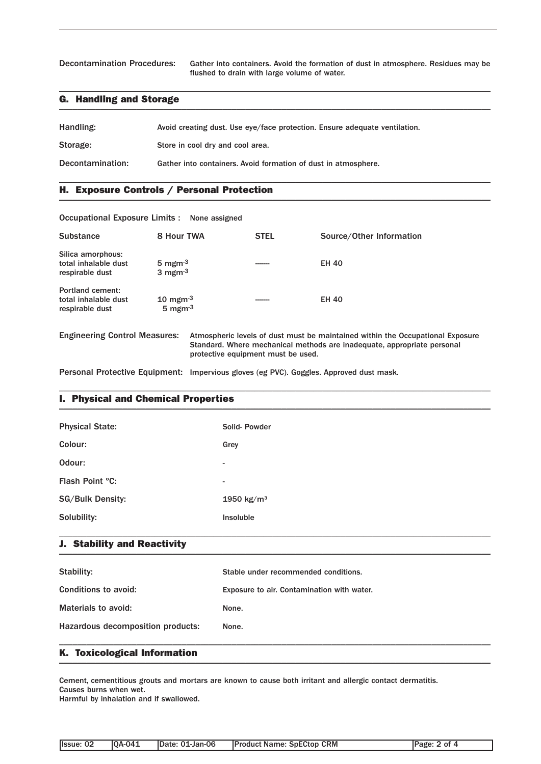Decontamination Procedures: Gather into containers. Avoid the formation of dust in atmosphere. Residues may be flushed to drain with large volume of water.

## G. Handling and Storage

Handling: Avoid creating dust. Use eye/face protection. Ensure adequate ventilation.

Storage: Store in cool dry and cool area.

Decontamination: Gather into containers. Avoid formation of dust in atmosphere.

## H. Exposure Controls / Personal Protection

Occupational Exposure Limits : None assigned

| Substance | 8 Hour TWA | STEL | Source/Other Information |
|---|---|---|---|
| Silica amorphous:<br>total inhalable dust<br>respirable dust | <br>5 $mgm^{-3}$<br>3 $mgm^{-3}$ | ------ | EH 40 |
| Portland cement:<br>total inhalable dust<br>respirable dust | <br>10 $mgm^{-3}$<br>5 $mgm^{-3}$ | ------ | EH 40 |

Engineering Control Measures: Atmospheric levels of dust must be maintained within the Occupational Exposure Standard. Where mechanical methods are inadequate, appropriate personal protective equipment must be used.

Personal Protective Equipment: Impervious gloves (eg PVC). Goggles. Approved dust mask.

## I. Physical and Chemical Properties

| | |
|---|---|
| Physical State: | Solid- Powder |
| Colour: | Grey |
| Odour: | - |
| Flash Point °C: | - |
| SG/Bulk Density: | 1950 $kg/m^3$ |
| Solubility: | Insoluble |

## J. Stability and Reactivity

| | |
|---|---|
| Stability: | Stable under recommended conditions. |
| Conditions to avoid: | Exposure to air. Contamination with water. |
| Materials to avoid: | None. |
| Hazardous decomposition products: | None. |

## K. Toxicological Information

Cement, cementitious grouts and mortars are known to cause both irritant and allergic contact dermatitis.
Causes burns when wet.
Harmful by inhalation and if swallowed.

| Issue: 02 | QA-041 | Date: 01-Jan-06 | Product Name: SpECtop CRM |
|---|---|---|---|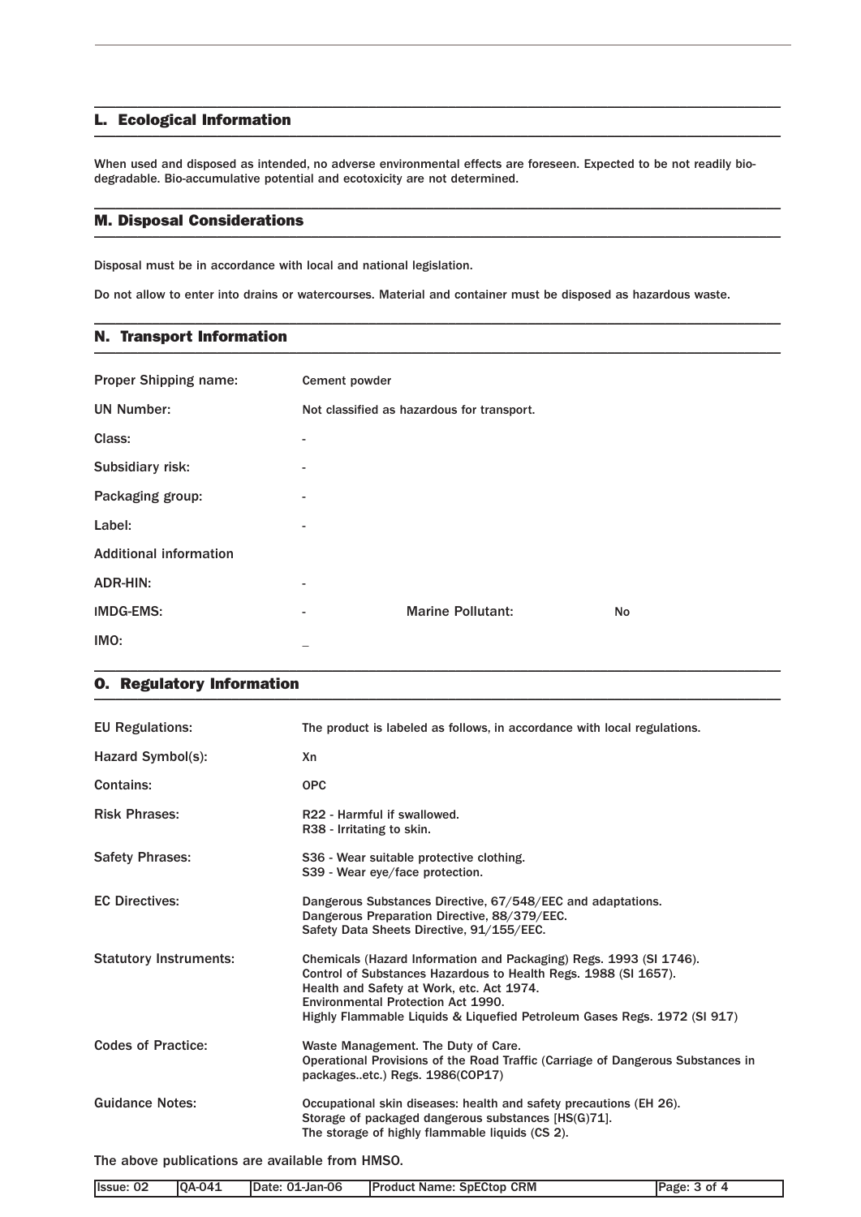## L. Ecological Information

When used and disposed as intended, no adverse environmental effects are foreseen. Expected to be not readily bio-degradable. Bio-accumulative potential and ecotoxicity are not determined.

## M. Disposal Considerations

Disposal must be in accordance with local and national legislation.

Do not allow to enter into drains or watercourses. Material and container must be disposed as hazardous waste.

## N. Transport Information

| | | | |
|---|---|---|---|
| Proper Shipping name: | Cement powder | | |
| UN Number: | Not classified as hazardous for transport. | | |
| Class: | - | | |
| Subsidiary risk: | - | | |
| Packaging group: | - | | |
| Label: | - | | |
| Additional information | | | |
| ADR-HIN: | - | | |
| IMDG-EMS: | - | Marine Pollutant: | No |
| IMO: | _ | | |

## O. Regulatory Information

| | |
|---|---|
| EU Regulations: | The product is labeled as follows, in accordance with local regulations. |
| Hazard Symbol(s): | Xn |
| Contains: | OPC |
| Risk Phrases: | R22 - Harmful if swallowed.<br>R38 - Irritating to skin. |
| Safety Phrases: | S36 - Wear suitable protective clothing.<br>S39 - Wear eye/face protection. |
| EC Directives: | Dangerous Substances Directive, 67/548/EEC and adaptations.<br>Dangerous Preparation Directive, 88/379/EEC.<br>Safety Data Sheets Directive, 91/155/EEC. |
| Statutory Instruments: | Chemicals (Hazard Information and Packaging) Regs. 1993 (SI 1746).<br>Control of Substances Hazardous to Health Regs. 1988 (SI 1657).<br>Health and Safety at Work, etc. Act 1974.<br>Environmental Protection Act 1990.<br>Highly Flammable Liquids & Liquefied Petroleum Gases Regs. 1972 (SI 917) |
| Codes of Practice: | Waste Management. The Duty of Care.<br>Operational Provisions of the Road Traffic (Carriage of Dangerous Substances in packages..etc.) Regs. 1986(COP17) |
| Guidance Notes: | Occupational skin diseases: health and safety precautions (EH 26).<br>Storage of packaged dangerous substances [HS(G)71].<br>The storage of highly flammable liquids (CS 2). |

The above publications are available from HMSO.

| Issue: 02 | QA-041 | Date: 01-Jan-06 | Product Name: SpECtop CRM |
|---|---|---|---|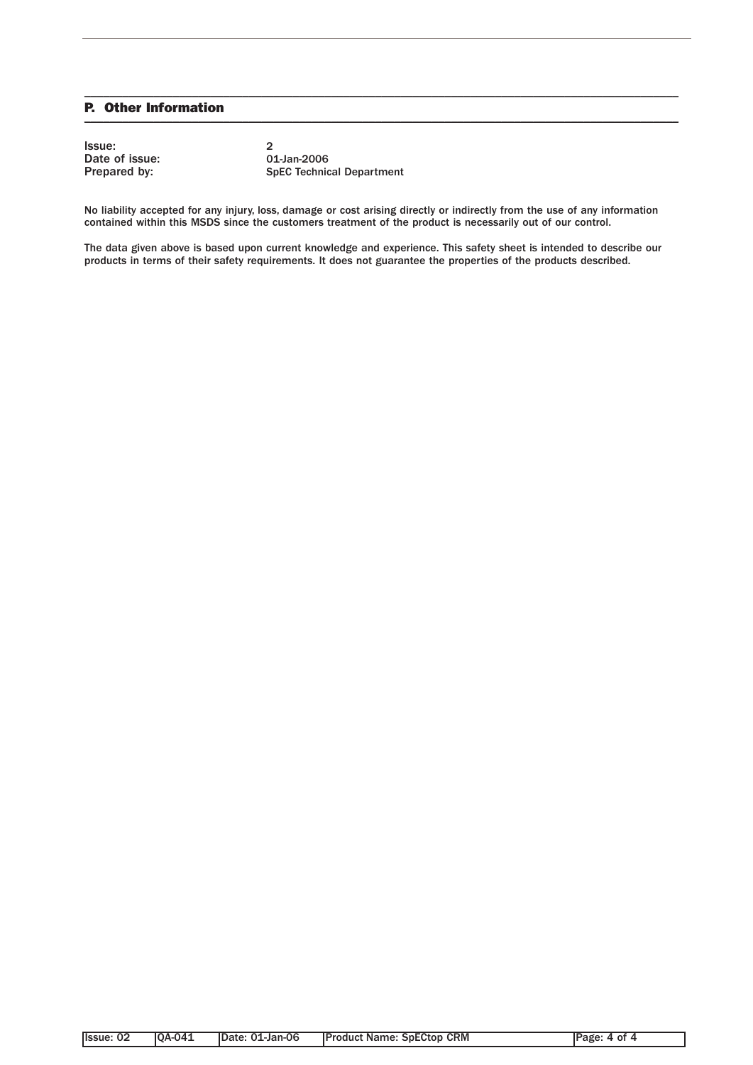## P. Other Information

| | |
|---|---|
| Issue: | 2 |
| Date of issue: | 01-Jan-2006 |
| Prepared by: | SpEC Technical Department |

No liability accepted for any injury, loss, damage or cost arising directly or indirectly from the use of any information contained within this MSDS since the customers treatment of the product is necessarily out of our control.

The data given above is based upon current knowledge and experience. This safety sheet is intended to describe our products in terms of their safety requirements. It does not guarantee the properties of the products described.